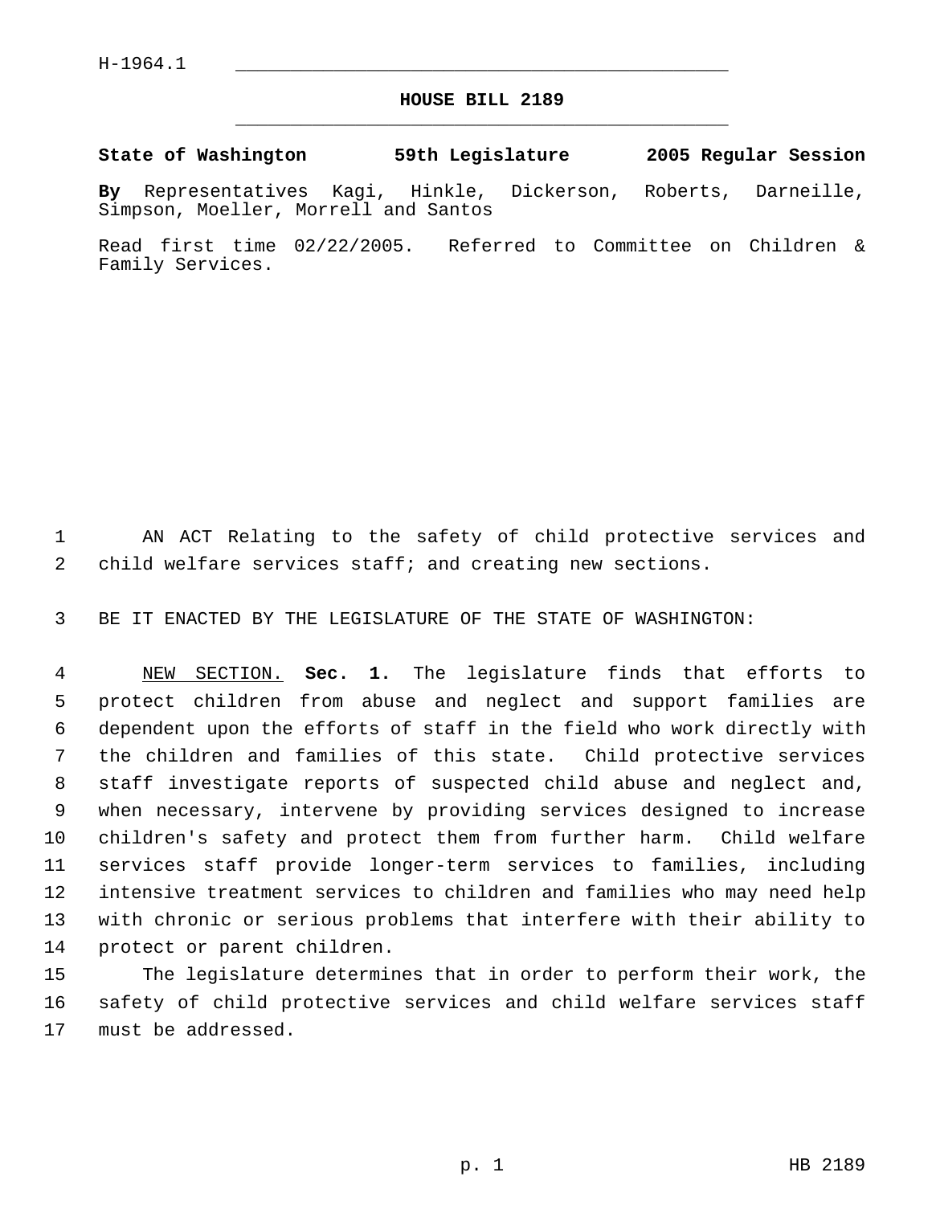H-1964.1

# HOUSE BILL 2189

**State of Washington 59th Legislature 2005 Regular Session**

**By** Representatives Kagi, Hinkle, Dickerson, Roberts, Darneille, Simpson, Moeller, Morrell and Santos

Read first time 02/22/2005. Referred to Committee on Children & Family Services.

AN ACT Relating to the safety of child protective services and child welfare services staff; and creating new sections.

BE IT ENACTED BY THE LEGISLATURE OF THE STATE OF WASHINGTON:

NEW SECTION. **Sec. 1.** The legislature finds that efforts to protect children from abuse and neglect and support families are dependent upon the efforts of staff in the field who work directly with the children and families of this state. Child protective services staff investigate reports of suspected child abuse and neglect and, when necessary, intervene by providing services designed to increase children's safety and protect them from further harm. Child welfare services staff provide longer-term services to families, including intensive treatment services to children and families who may need help with chronic or serious problems that interfere with their ability to protect or parent children.

The legislature determines that in order to perform their work, the safety of child protective services and child welfare services staff must be addressed.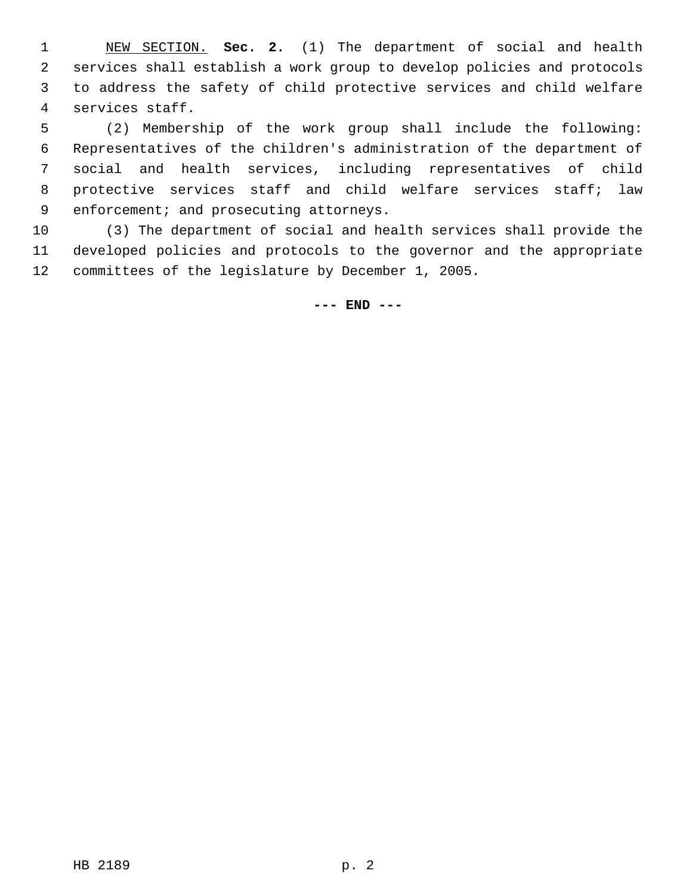NEW SECTION. **Sec. 2.** (1) The department of social and health services shall establish a work group to develop policies and protocols to address the safety of child protective services and child welfare services staff.

(2) Membership of the work group shall include the following: Representatives of the children's administration of the department of social and health services, including representatives of child protective services staff and child welfare services staff; law enforcement; and prosecuting attorneys.

(3) The department of social and health services shall provide the developed policies and protocols to the governor and the appropriate committees of the legislature by December 1, 2005.

**--- END ---**